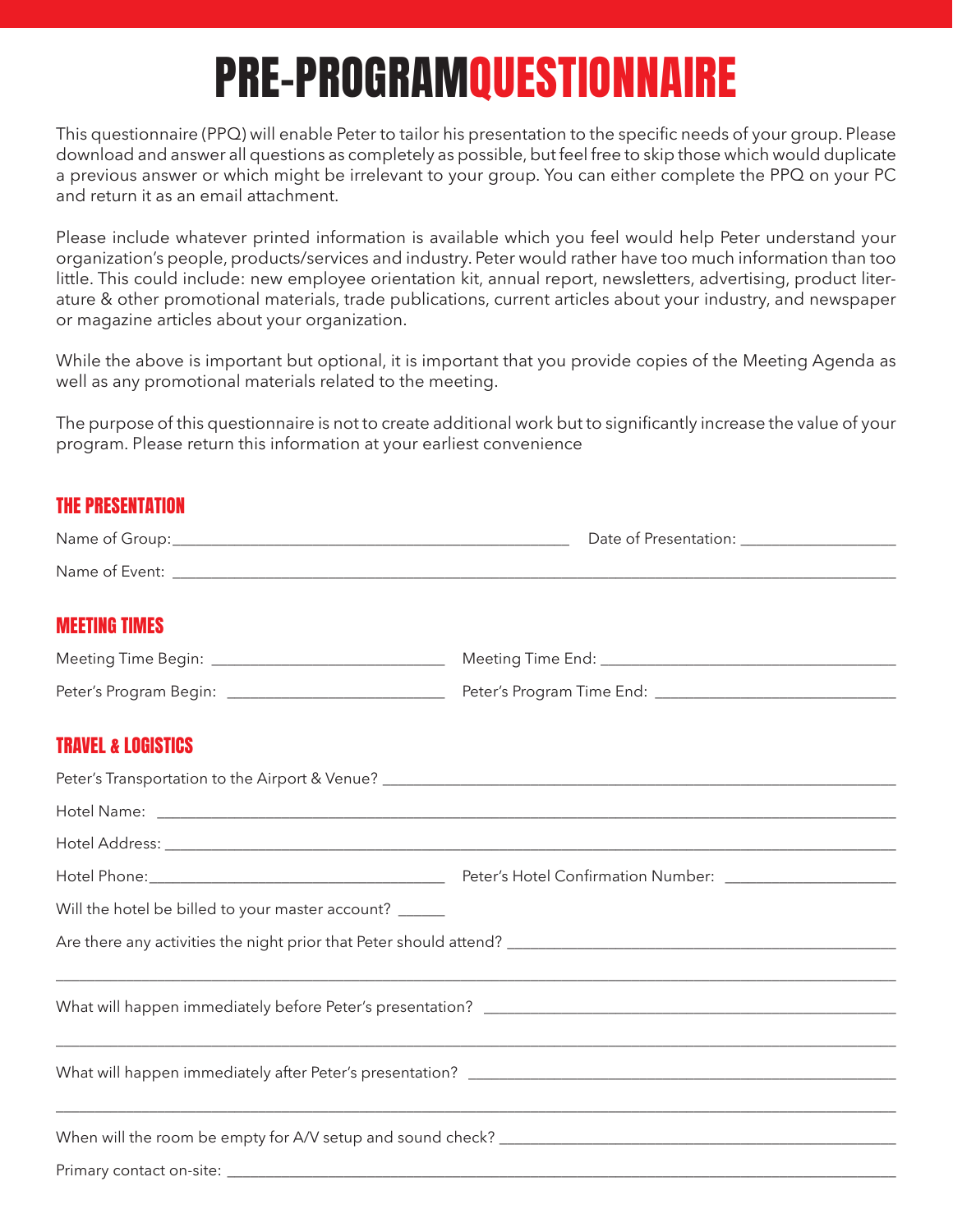# PRE-PROGRAM QUESTIONNAIRE

This questionnaire (PPQ) will enable Peter to tailor his presentation to the specific needs of your group. Please download and answer all questions as completely as possible, but feel free to skip those which would duplicate a previous answer or which might be irrelevant to your group. You can either complete the PPQ on your PC and return it as an email attachment.

Please include whatever printed information is available which you feel would help Peter understand your organization's people, products/services and industry. Peter would rather have too much information than too little. This could include: new employee orientation kit, annual report, newsletters, advertising, product literature & other promotional materials, trade publications, current articles about your industry, and newspaper or magazine articles about your organization.

While the above is important but optional, it is important that you provide copies of the Meeting Agenda as well as any promotional materials related to the meeting.

The purpose of this questionnaire is not to create additional work but to significantly increase the value of your program. Please return this information at your earliest convenience

## THE PRESENTATION

Name of Group: ________________________ Date of Presentation: ________________

Name of Event: ________________________________________________

## MEETING TIMES

Meeting Time Begin: ____________________ Meeting Time End: ____________________

Peter's Program Begin: ____________________ Peter's Program Time End: ____________________

## TRAVEL & LOGISTICS

Peter's Transportation to the Airport & Venue? ________________________________

Hotel Name: ________________________________________________

Hotel Address: ________________________________________________

Hotel Phone: ____________________ Peter's Hotel Confirmation Number: ________________

Will the hotel be billed to your master account? ______

Are there any activities the night prior that Peter should attend? ________________________

________________________________________________

What will happen immediately before Peter's presentation? ________________________

________________________________________________

What will happen immediately after Peter's presentation? ________________________

________________________________________________

When will the room be empty for A/V setup and sound check? ________________________

Primary contact on-site: ________________________________________________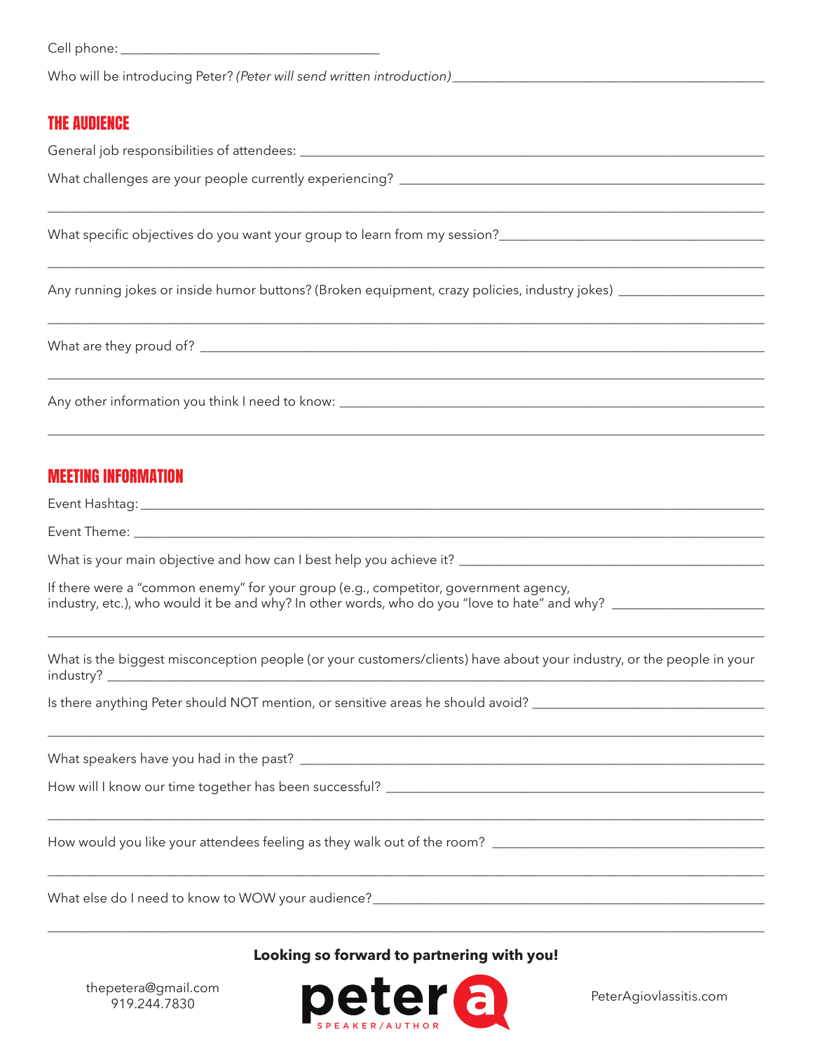Cell phone: ___________________________________

Who will be introducing Peter? *(Peter will send written introduction)* ___________________________________

## THE AUDIENCE

General job responsibilities of attendees: ___________________________________

What challenges are your people currently experiencing? ___________________________________

___________________________________

What specific objectives do you want your group to learn from my session? ___________________________________

___________________________________

Any running jokes or inside humor buttons? (Broken equipment, crazy policies, industry jokes) ___________________________________

___________________________________

What are they proud of? ___________________________________

___________________________________

Any other information you think I need to know: ___________________________________

___________________________________

## MEETING INFORMATION

Event Hashtag: ___________________________________

Event Theme: ___________________________________

What is your main objective and how can I best help you achieve it? ___________________________________

If there were a "common enemy" for your group (e.g., competitor, government agency, industry, etc.), who would it be and why? In other words, who do you "love to hate" and why? ___________________________________

___________________________________

What is the biggest misconception people (or your customers/clients) have about your industry, or the people in your industry? ___________________________________

Is there anything Peter should NOT mention, or sensitive areas he should avoid? ___________________________________

___________________________________

What speakers have you had in the past? ___________________________________

How will I know our time together has been successful? ___________________________________

___________________________________

How would you like your attendees feeling as they walk out of the room? ___________________________________

___________________________________

What else do I need to know to WOW your audience? ___________________________________

___________________________________

**Looking so forward to partnering with you!**

thepetera@gmail.com
919.244.7830

peter a
SPEAKER/AUTHOR

PeterAgiovlassitis.com